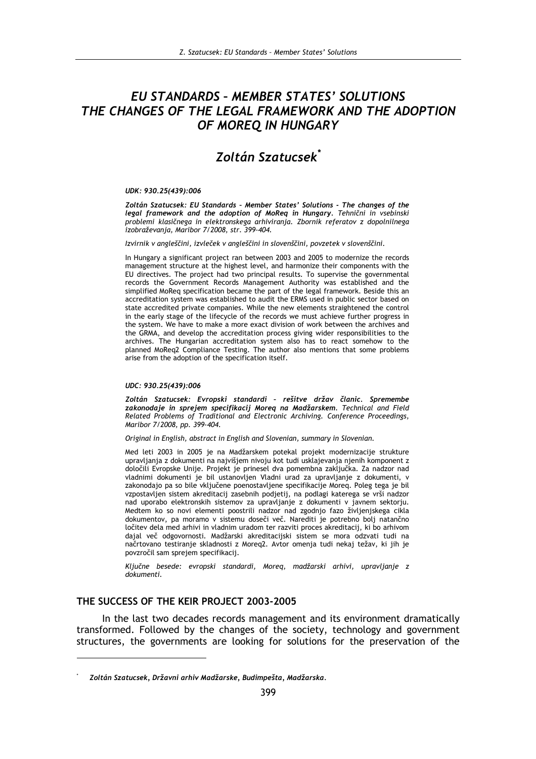# EU STANDARDS – MEMBER STATES' SOLUTIONS THE CHANGES OF THE LEGAL FRAMEWORK AND THE ADOPTION OF MOREQ IN HUNGARY

## Zoltán Szatucsek*

***UDK: 930.25(439):006***

***Zoltán Szatucsek: EU Standards – Member States' Solutions - The changes of the legal framework and the adoption of MoReq in Hungary.*** *Tehnični in vsebinski problemi klasičnega in elektronskega arhiviranja. Zbornik referatov z dopolnilnega izobraževanja, Maribor 7/2008, str. 399-404.*

*Izvirnik v angleščini, izvleček v angleščini in slovenščini, povzetek v slovenščini.*

In Hungary a significant project ran between 2003 and 2005 to modernize the records management structure at the highest level, and harmonize their components with the EU directives. The project had two principal results. To supervise the governmental records the Government Records Management Authority was established and the simplified MoReq specification became the part of the legal framework. Beside this an accreditation system was established to audit the ERMS used in public sector based on state accredited private companies. While the new elements straightened the control in the early stage of the lifecycle of the records we must achieve further progress in the system. We have to make a more exact division of work between the archives and the GRMA, and develop the accreditation process giving wider responsibilities to the archives. The Hungarian accreditation system also has to react somehow to the planned MoReq2 Compliance Testing. The author also mentions that some problems arise from the adoption of the specification itself.

***UDC: 930.25(439):006***

***Zoltán Szatucsek: Evropski standardi – rešitve držav članic. Spremembe zakonodaje in sprejem specifikacij Moreq na Madžarskem.*** *Technical and Field Related Problems of Traditional and Electronic Archiving. Conference Proceedings, Maribor 7/2008, pp. 399-404.*

*Original in English, abstract in English and Slovenian, summary in Slovenian.*

Med leti 2003 in 2005 je na Madžarskem potekal projekt modernizacije strukture upravljanja z dokumenti na najvišjem nivoju kot tudi usklajevanja njenih komponent z določili Evropske Unije. Projekt je prinesel dva pomembna zaključka. Za nadzor nad vladnimi dokumenti je bil ustanovljen Vladni urad za upravljanje z dokumenti, v zakonodajo pa so bile vključene poenostavljene specifikacije Moreq. Poleg tega je bil vzpostavljen sistem akreditacij zasebnih podjetij, na podlagi katerega se vrši nadzor nad uporabo elektronskih sistemov za upravljanje z dokumenti v javnem sektorju. Medtem ko so novi elementi poostrili nadzor nad zgodnjo fazo življenjskega cikla dokumentov, pa moramo v sistemu doseči več. Narediti je potrebno bolj natančno ločitev dela med arhivi in vladnim uradom ter razviti proces akreditacij, ki bo arhivom dajal več odgovornosti. Madžarski akreditacijski sistem se mora odzvati tudi na načrtovano testiranje skladnosti z Moreq2. Avtor omenja tudi nekaj težav, ki jih je povzročil sam sprejem specifikacij.

*Ključne besede: evropski standardi, Moreq, madžarski arhivi, upravljanje z dokumenti.*

## THE SUCCESS OF THE KEIR PROJECT 2003-2005

In the last two decades records management and its environment dramatically transformed. Followed by the changes of the society, technology and government structures, the governments are looking for solutions for the preservation of the

---

\* ***Zoltán Szatucsek, Državni arhiv Madžarske, Budimpešta, Madžarska.***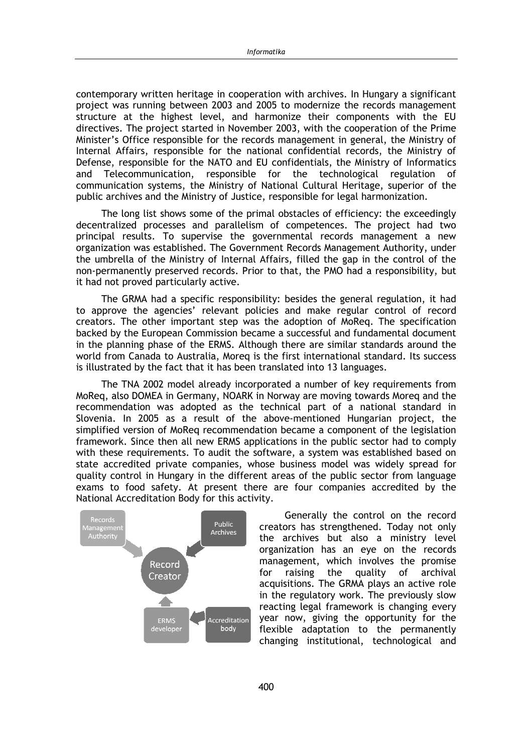contemporary written heritage in cooperation with archives. In Hungary a significant project was running between 2003 and 2005 to modernize the records management structure at the highest level, and harmonize their components with the EU directives. The project started in November 2003, with the cooperation of the Prime Minister's Office responsible for the records management in general, the Ministry of Internal Affairs, responsible for the national confidential records, the Ministry of Defense, responsible for the NATO and EU confidentials, the Ministry of Informatics and Telecommunication, responsible for the technological regulation of communication systems, the Ministry of National Cultural Heritage, superior of the public archives and the Ministry of Justice, responsible for legal harmonization.

The long list shows some of the primal obstacles of efficiency: the exceedingly decentralized processes and parallelism of competences. The project had two principal results. To supervise the governmental records management a new organization was established. The Government Records Management Authority, under the umbrella of the Ministry of Internal Affairs, filled the gap in the control of the non-permanently preserved records. Prior to that, the PMO had a responsibility, but it had not proved particularly active.

The GRMA had a specific responsibility: besides the general regulation, it had to approve the agencies' relevant policies and make regular control of record creators. The other important step was the adoption of MoReq. The specification backed by the European Commission became a successful and fundamental document in the planning phase of the ERMS. Although there are similar standards around the world from Canada to Australia, Moreq is the first international standard. Its success is illustrated by the fact that it has been translated into 13 languages.

The TNA 2002 model already incorporated a number of key requirements from MoReq, also DOMEA in Germany, NOARK in Norway are moving towards Moreq and the recommendation was adopted as the technical part of a national standard in Slovenia. In 2005 as a result of the above-mentioned Hungarian project, the simplified version of MoReq recommendation became a component of the legislation framework. Since then all new ERMS applications in the public sector had to comply with these requirements. To audit the software, a system was established based on state accredited private companies, whose business model was widely spread for quality control in Hungary in the different areas of the public sector from language exams to food safety. At present there are four companies accredited by the National Accreditation Body for this activity.

Records Management Authority → Record Creator ← Public Archives; ERMS developer → Record Creator; Accreditation body → ERMS developer

Generally the control on the record creators has strengthened. Today not only the archives but also a ministry level organization has an eye on the records management, which involves the promise for raising the quality of archival acquisitions. The GRMA plays an active role in the regulatory work. The previously slow reacting legal framework is changing every year now, giving the opportunity for the flexible adaptation to the permanently changing institutional, technological and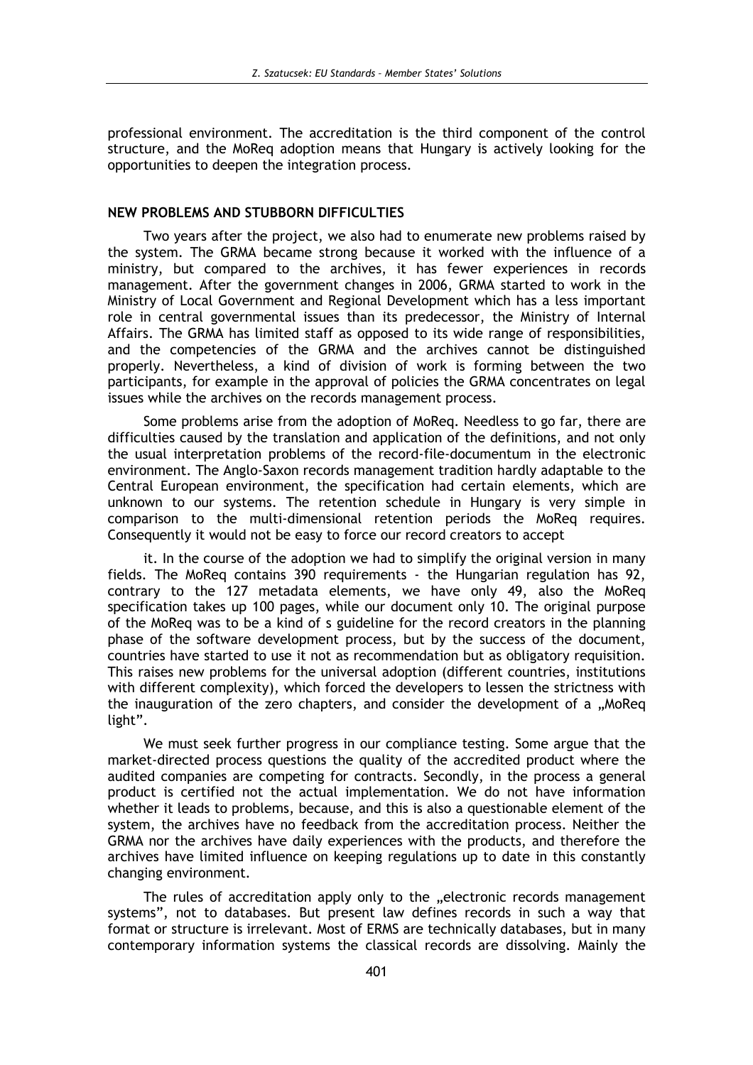professional environment. The accreditation is the third component of the control structure, and the MoReq adoption means that Hungary is actively looking for the opportunities to deepen the integration process.

## NEW PROBLEMS AND STUBBORN DIFFICULTIES

Two years after the project, we also had to enumerate new problems raised by the system. The GRMA became strong because it worked with the influence of a ministry, but compared to the archives, it has fewer experiences in records management. After the government changes in 2006, GRMA started to work in the Ministry of Local Government and Regional Development which has a less important role in central governmental issues than its predecessor, the Ministry of Internal Affairs. The GRMA has limited staff as opposed to its wide range of responsibilities, and the competencies of the GRMA and the archives cannot be distinguished properly. Nevertheless, a kind of division of work is forming between the two participants, for example in the approval of policies the GRMA concentrates on legal issues while the archives on the records management process.

Some problems arise from the adoption of MoReq. Needless to go far, there are difficulties caused by the translation and application of the definitions, and not only the usual interpretation problems of the record-file-documentum in the electronic environment. The Anglo-Saxon records management tradition hardly adaptable to the Central European environment, the specification had certain elements, which are unknown to our systems. The retention schedule in Hungary is very simple in comparison to the multi-dimensional retention periods the MoReq requires. Consequently it would not be easy to force our record creators to accept

it. In the course of the adoption we had to simplify the original version in many fields. The MoReq contains 390 requirements - the Hungarian regulation has 92, contrary to the 127 metadata elements, we have only 49, also the MoReq specification takes up 100 pages, while our document only 10. The original purpose of the MoReq was to be a kind of s guideline for the record creators in the planning phase of the software development process, but by the success of the document, countries have started to use it not as recommendation but as obligatory requisition. This raises new problems for the universal adoption (different countries, institutions with different complexity), which forced the developers to lessen the strictness with the inauguration of the zero chapters, and consider the development of a „MoReq light".

We must seek further progress in our compliance testing. Some argue that the market-directed process questions the quality of the accredited product where the audited companies are competing for contracts. Secondly, in the process a general product is certified not the actual implementation. We do not have information whether it leads to problems, because, and this is also a questionable element of the system, the archives have no feedback from the accreditation process. Neither the GRMA nor the archives have daily experiences with the products, and therefore the archives have limited influence on keeping regulations up to date in this constantly changing environment.

The rules of accreditation apply only to the „electronic records management systems", not to databases. But present law defines records in such a way that format or structure is irrelevant. Most of ERMS are technically databases, but in many contemporary information systems the classical records are dissolving. Mainly the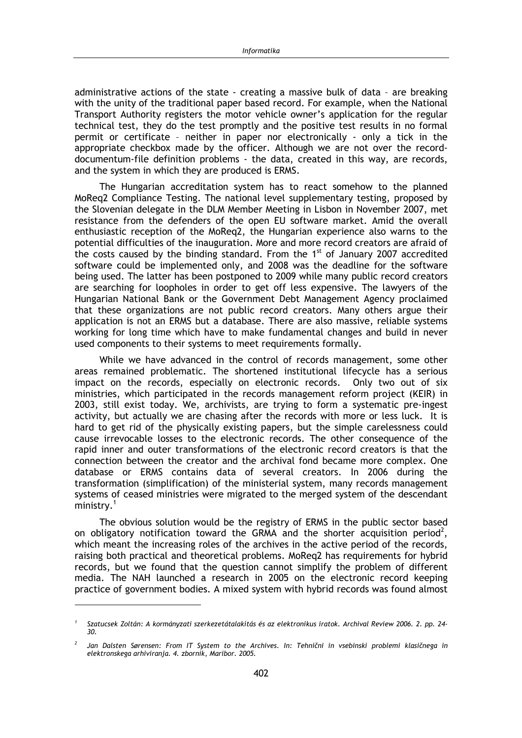administrative actions of the state - creating a massive bulk of data – are breaking with the unity of the traditional paper based record. For example, when the National Transport Authority registers the motor vehicle owner's application for the regular technical test, they do the test promptly and the positive test results in no formal permit or certificate – neither in paper nor electronically - only a tick in the appropriate checkbox made by the officer. Although we are not over the record-documentum-file definition problems - the data, created in this way, are records, and the system in which they are produced is ERMS.

The Hungarian accreditation system has to react somehow to the planned MoReq2 Compliance Testing. The national level supplementary testing, proposed by the Slovenian delegate in the DLM Member Meeting in Lisbon in November 2007, met resistance from the defenders of the open EU software market. Amid the overall enthusiastic reception of the MoReq2, the Hungarian experience also warns to the potential difficulties of the inauguration. More and more record creators are afraid of the costs caused by the binding standard. From the 1st of January 2007 accredited software could be implemented only, and 2008 was the deadline for the software being used. The latter has been postponed to 2009 while many public record creators are searching for loopholes in order to get off less expensive. The lawyers of the Hungarian National Bank or the Government Debt Management Agency proclaimed that these organizations are not public record creators. Many others argue their application is not an ERMS but a database. There are also massive, reliable systems working for long time which have to make fundamental changes and build in never used components to their systems to meet requirements formally.

While we have advanced in the control of records management, some other areas remained problematic. The shortened institutional lifecycle has a serious impact on the records, especially on electronic records. Only two out of six ministries, which participated in the records management reform project (KEIR) in 2003, still exist today. We, archivists, are trying to form a systematic pre-ingest activity, but actually we are chasing after the records with more or less luck. It is hard to get rid of the physically existing papers, but the simple carelessness could cause irrevocable losses to the electronic records. The other consequence of the rapid inner and outer transformations of the electronic record creators is that the connection between the creator and the archival fond became more complex. One database or ERMS contains data of several creators. In 2006 during the transformation (simplification) of the ministerial system, many records management systems of ceased ministries were migrated to the merged system of the descendant ministry.[1]

The obvious solution would be the registry of ERMS in the public sector based on obligatory notification toward the GRMA and the shorter acquisition period[2], which meant the increasing roles of the archives in the active period of the records, raising both practical and theoretical problems. MoReq2 has requirements for hybrid records, but we found that the question cannot simplify the problem of different media. The NAH launched a research in 2005 on the electronic record keeping practice of government bodies. A mixed system with hybrid records was found almost

---

[1] *Szatucsek Zoltán: A kormányzati szerkezetátalakítás és az elektronikus iratok. Archival Review 2006. 2. pp. 24-30.*

[2] *Jan Dalsten Sørensen: From IT System to the Archives. In: Tehnični in vsebinski problemi klasičnega in elektronskega arhiviranja. 4. zbornik, Maribor. 2005.*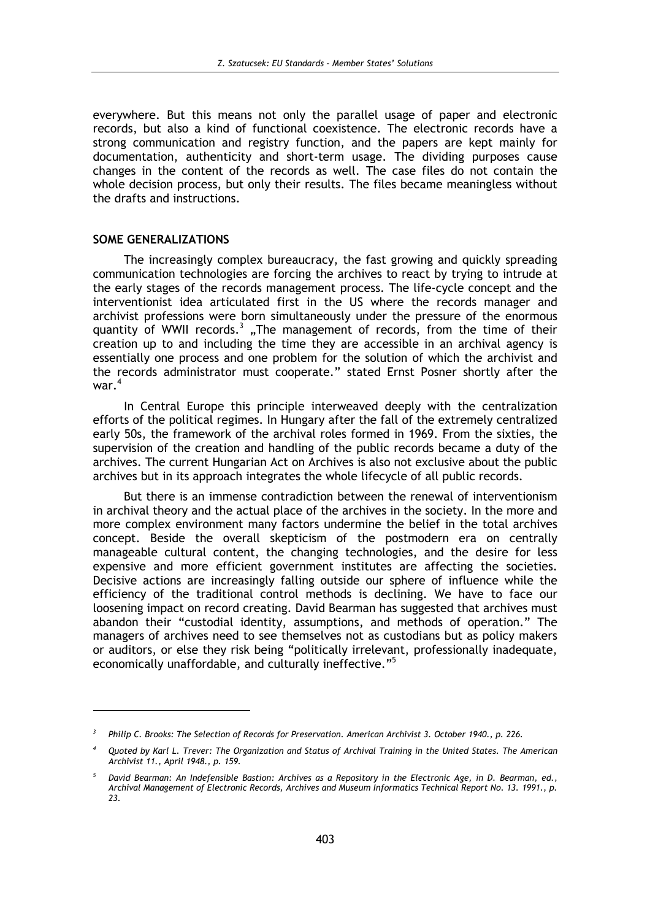everywhere. But this means not only the parallel usage of paper and electronic records, but also a kind of functional coexistence. The electronic records have a strong communication and registry function, and the papers are kept mainly for documentation, authenticity and short-term usage. The dividing purposes cause changes in the content of the records as well. The case files do not contain the whole decision process, but only their results. The files became meaningless without the drafts and instructions.

## SOME GENERALIZATIONS

The increasingly complex bureaucracy, the fast growing and quickly spreading communication technologies are forcing the archives to react by trying to intrude at the early stages of the records management process. The life-cycle concept and the interventionist idea articulated first in the US where the records manager and archivist professions were born simultaneously under the pressure of the enormous quantity of WWII records.[3] „The management of records, from the time of their creation up to and including the time they are accessible in an archival agency is essentially one process and one problem for the solution of which the archivist and the records administrator must cooperate." stated Ernst Posner shortly after the war.[4]

In Central Europe this principle interweaved deeply with the centralization efforts of the political regimes. In Hungary after the fall of the extremely centralized early 50s, the framework of the archival roles formed in 1969. From the sixties, the supervision of the creation and handling of the public records became a duty of the archives. The current Hungarian Act on Archives is also not exclusive about the public archives but in its approach integrates the whole lifecycle of all public records.

But there is an immense contradiction between the renewal of interventionism in archival theory and the actual place of the archives in the society. In the more and more complex environment many factors undermine the belief in the total archives concept. Beside the overall skepticism of the postmodern era on centrally manageable cultural content, the changing technologies, and the desire for less expensive and more efficient government institutes are affecting the societies. Decisive actions are increasingly falling outside our sphere of influence while the efficiency of the traditional control methods is declining. We have to face our loosening impact on record creating. David Bearman has suggested that archives must abandon their "custodial identity, assumptions, and methods of operation." The managers of archives need to see themselves not as custodians but as policy makers or auditors, or else they risk being "politically irrelevant, professionally inadequate, economically unaffordable, and culturally ineffective."[5]

---

[3] *Philip C. Brooks: The Selection of Records for Preservation. American Archivist 3. October 1940., p. 226.*

[4] *Quoted by Karl L. Trever: The Organization and Status of Archival Training in the United States. The American Archivist 11., April 1948., p. 159.*

[5] *David Bearman: An Indefensible Bastion: Archives as a Repository in the Electronic Age, in D. Bearman, ed., Archival Management of Electronic Records, Archives and Museum Informatics Technical Report No. 13. 1991., p. 23.*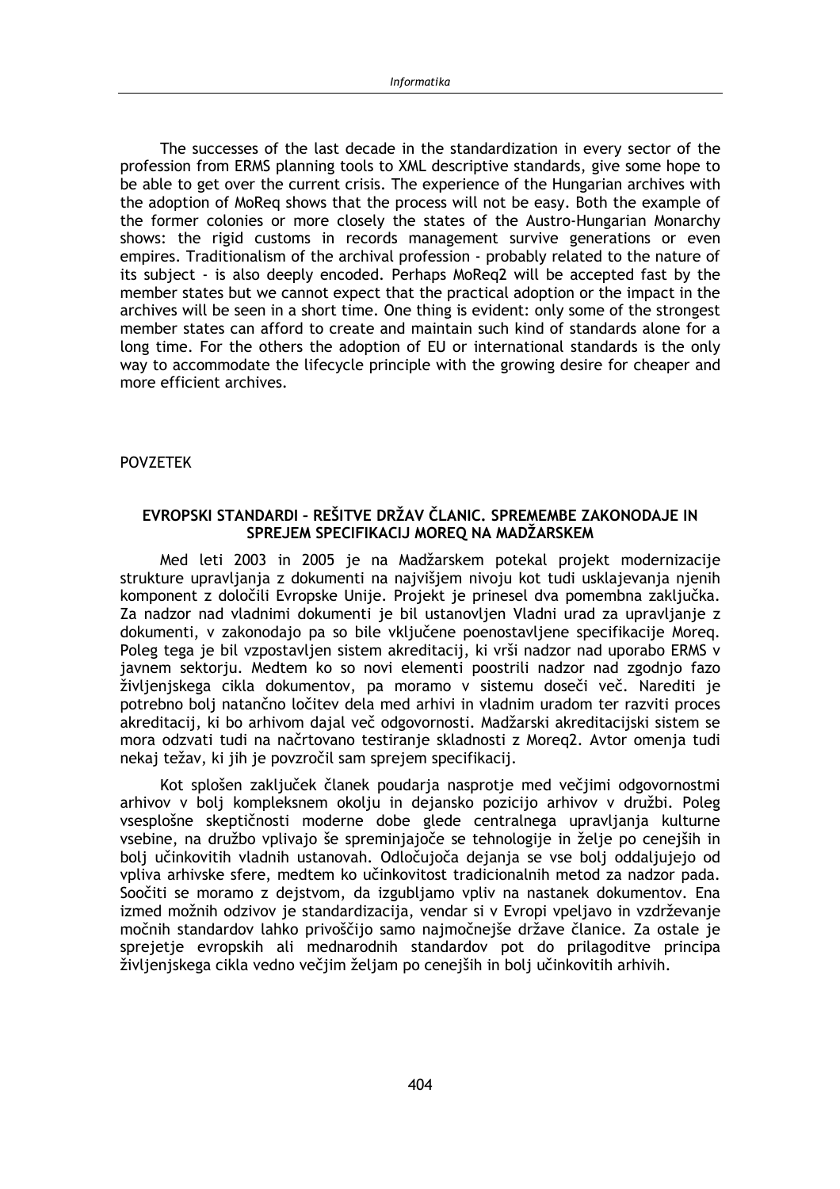The successes of the last decade in the standardization in every sector of the profession from ERMS planning tools to XML descriptive standards, give some hope to be able to get over the current crisis. The experience of the Hungarian archives with the adoption of MoReq shows that the process will not be easy. Both the example of the former colonies or more closely the states of the Austro-Hungarian Monarchy shows: the rigid customs in records management survive generations or even empires. Traditionalism of the archival profession - probably related to the nature of its subject - is also deeply encoded. Perhaps MoReq2 will be accepted fast by the member states but we cannot expect that the practical adoption or the impact in the archives will be seen in a short time. One thing is evident: only some of the strongest member states can afford to create and maintain such kind of standards alone for a long time. For the others the adoption of EU or international standards is the only way to accommodate the lifecycle principle with the growing desire for cheaper and more efficient archives.

POVZETEK

## EVROPSKI STANDARDI – REŠITVE DRŽAV ČLANIC. SPREMEMBE ZAKONODAJE IN SPREJEM SPECIFIKACIJ MOREQ NA MADŽARSKEM

Med leti 2003 in 2005 je na Madžarskem potekal projekt modernizacije strukture upravljanja z dokumenti na najvišjem nivoju kot tudi usklajevanja njenih komponent z določili Evropske Unije. Projekt je prinesel dva pomembna zaključka. Za nadzor nad vladnimi dokumenti je bil ustanovljen Vladni urad za upravljanje z dokumenti, v zakonodajo pa so bile vključene poenostavljene specifikacije Moreq. Poleg tega je bil vzpostavljen sistem akreditacij, ki vrši nadzor nad uporabo ERMS v javnem sektorju. Medtem ko so novi elementi poostrili nadzor nad zgodnjo fazo življenjskega cikla dokumentov, pa moramo v sistemu doseči več. Narediti je potrebno bolj natančno ločitev dela med arhivi in vladnim uradom ter razviti proces akreditacij, ki bo arhivom dajal več odgovornosti. Madžarski akreditacijski sistem se mora odzvati tudi na načrtovano testiranje skladnosti z Moreq2. Avtor omenja tudi nekaj težav, ki jih je povzročil sam sprejem specifikacij.

Kot splošen zaključek članek poudarja nasprotje med večjimi odgovornostmi arhivov v bolj kompleksnem okolju in dejansko pozicijo arhivov v družbi. Poleg vsesplošne skeptičnosti moderne dobe glede centralnega upravljanja kulturne vsebine, na družbo vplivajo še spreminjajoče se tehnologije in želje po cenejših in bolj učinkovitih vladnih ustanovah. Odločujoča dejanja se vse bolj oddaljujejo od vpliva arhivske sfere, medtem ko učinkovitost tradicionalnih metod za nadzor pada. Soočiti se moramo z dejstvom, da izgubljamo vpliv na nastanek dokumentov. Ena izmed možnih odzivov je standardizacija, vendar si v Evropi vpeljavo in vzdrževanje močnih standardov lahko privoščijo samo najmočnejše države članice. Za ostale je sprejetje evropskih ali mednarodnih standardov pot do prilagoditve principa življenjskega cikla vedno večjim željam po cenejših in bolj učinkovitih arhivih.